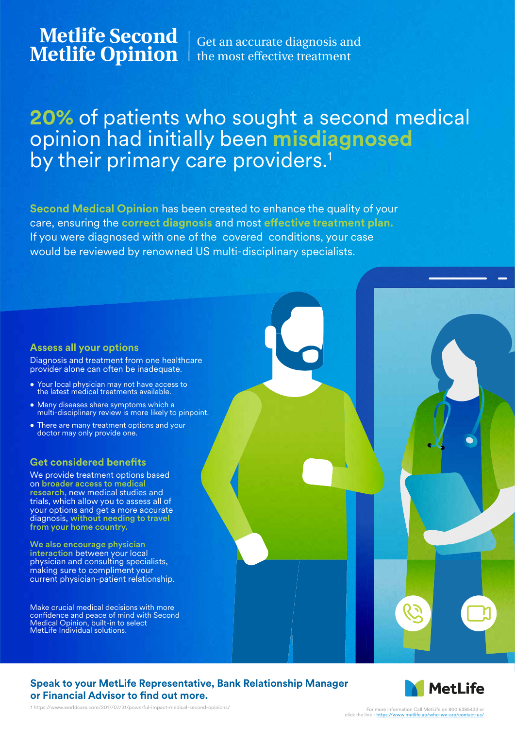# Metlife Second Metlife Opinion

Get an accurate diagnosis and the most effective treatment

## 20% of patients who sought a second medical opinion had initially been misdiagnosed by their primary care providers.[1]

**Second Medical Opinion** has been created to enhance the quality of your care, ensuring the **correct diagnosis** and most **effective treatment plan.** If you were diagnosed with one of the covered conditions, your case would be reviewed by renowned US multi-disciplinary specialists.

### Assess all your options

Diagnosis and treatment from one healthcare provider alone can often be inadequate.

- Your local physician may not have access to the latest medical treatments available.
- Many diseases share symptoms which a multi-disciplinary review is more likely to pinpoint.
- There are many treatment options and your doctor may only provide one.

### Get considered benefits

We provide treatment options based on **broader access to medical research**, new medical studies and trials, which allow you to assess all of your options and get a more accurate diagnosis, **without needing to travel from your home country.**

**We also encourage physician interaction** between your local physician and consulting specialists, making sure to compliment your current physician-patient relationship.

Make crucial medical decisions with more confidence and peace of mind with Second Medical Opinion, built-in to select MetLife Individual solutions.

**Speak to your MetLife Representative, Bank Relationship Manager or Financial Advisor to find out more.**

MetLife

1 https://www.worldcare.com/2017/07/31/powerful-impact-medical-second-opinions/

For more information Call MetLife on 800 6385433 or click the link - https://www.metlife.ae/who-we-are/contact-us/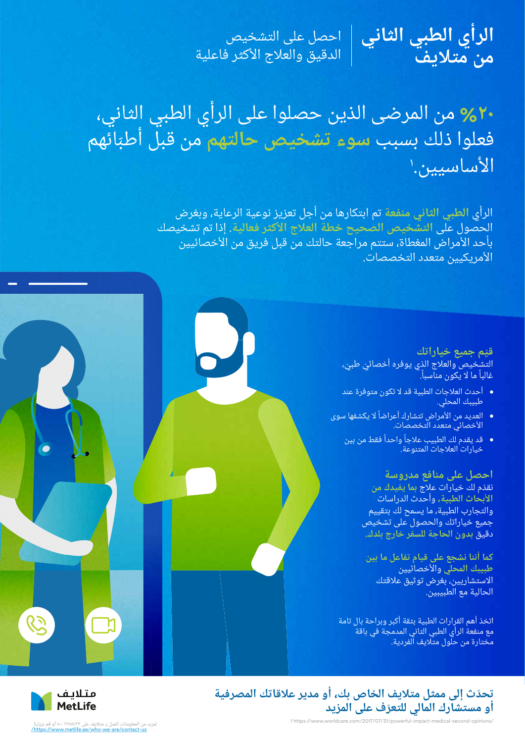# الرأي الطبي الثاني من متلايف

احصل على التشخيص الدقيق والعلاج الأكثر فاعلية

## ٢٠% من المرضى الذين حصلوا على الرأي الطبي الثاني، فعلوا ذلك بسبب سوء تشخيص حالتهم من قبل أطبّائهم الأساسيين.[1]

الرأي الطبي الثاني منفعة تم ابتكارها من أجل تعزيز نوعية الرعاية، وبغرض الحصول على التشخيص الصحيح خطة العلاج الأكثر فعالية. إذا تم تشخيصك بأحد الأمراض المغطاة، ستتم مراجعة حالتك من قبل فريق من الأخصائيين الأمريكيين متعدد التخصصات.

### قيم جميع خياراتك

التشخيص والعلاج الذي يوفره أخصائي طبي، غالباً ما لا يكون مناسباً.

- أحدث العلاجات الطبية قد لا تكون متوفرة عند طبيبك المحلي.
- العديد من الأمراض تتشارك أعراضاً لا يكشفها سوى الأخصائي متعدد التخصصات.
- قد يقدم لك الطبيب علاجاً واحداً فقط من بين خيارات العلاجات المتنوعة.

### احصل على منافع مدروسة

نقدم لك خيارات علاج بما يفيدك من الأبحاث الطبية، وأحدث الدراسات والتجارب الطبية، ما يسمح لك بتقييم جميع خياراتك والحصول على تشخيص دقيق بدون الحاجة للسفر خارج بلدك.

**كما أننا نشجع على قيام تفاعل ما بين طبيبك المحلي** والأخصائيين الاستشاريين، بغرض توثيق علاقتك الحالية مع الطبيبين.

اتخذ أهم القرارات الطبية بثقة أكبر وبراحة بال تامة مع منفعة الرأي الطبي الثاني المدمجة في باقة مختارة من حلول متلايف الفردية.

**تحدّث إلى ممثل متلايف الخاص بك، أو مدير علاقاتك المصرفية أو مستشارك المالي للتعرّف على المزيد**

متلايف MetLife

1 https://www.worldcare.com/2017/07/31/powerful-impact-medical-second-opinions/

لمزيد من المعلومات، اتصل بـ متلايف على ٨٠٠٦٣٨٥٤٣٣ أو قم بزيارة https://www.metlife.ae/who-we-are/contact-us/